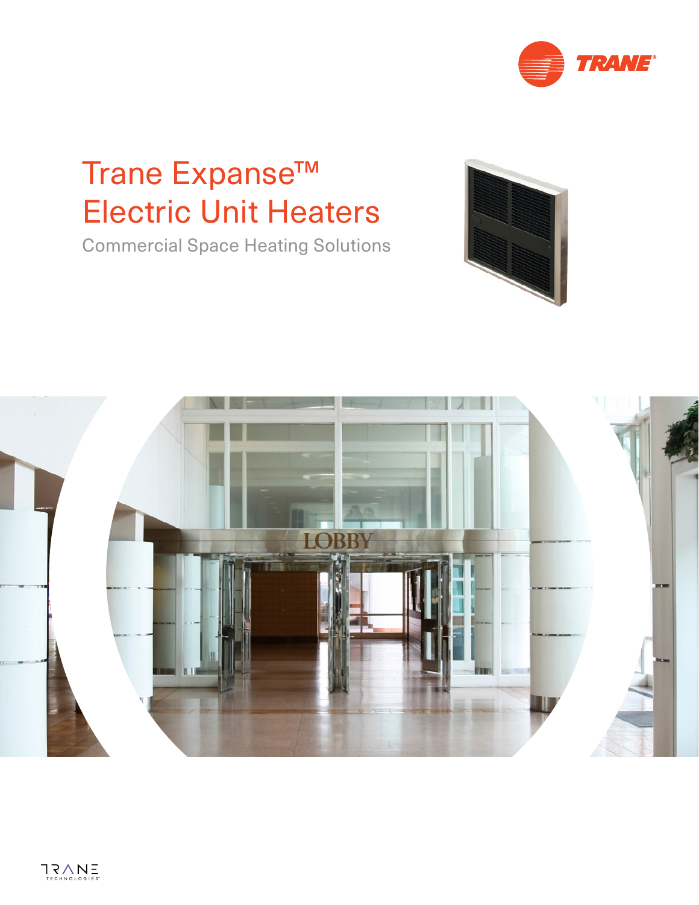# Trane Expanse™ Electric Unit Heaters

Commercial Space Heating Solutions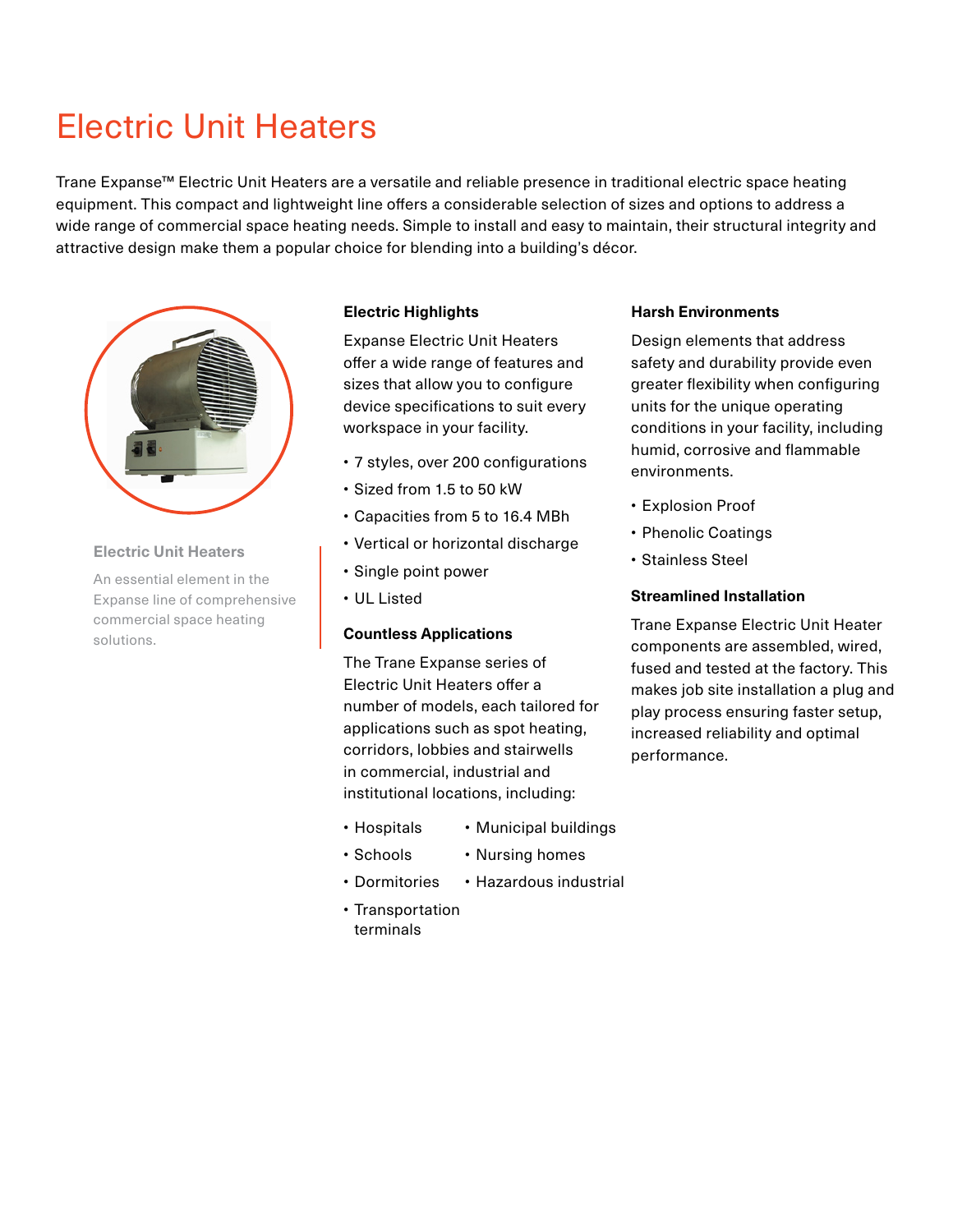# Electric Unit Heaters

Trane Expanse™ Electric Unit Heaters are a versatile and reliable presence in traditional electric space heating equipment. This compact and lightweight line offers a considerable selection of sizes and options to address a wide range of commercial space heating needs. Simple to install and easy to maintain, their structural integrity and attractive design make them a popular choice for blending into a building's décor.

**Electric Unit Heaters**

An essential element in the Expanse line of comprehensive commercial space heating solutions.

### Electric Highlights

Expanse Electric Unit Heaters offer a wide range of features and sizes that allow you to configure device specifications to suit every workspace in your facility.

- 7 styles, over 200 configurations
- Sized from 1.5 to 50 kW
- Capacities from 5 to 16.4 MBh
- Vertical or horizontal discharge
- Single point power
- UL Listed

### Countless Applications

The Trane Expanse series of Electric Unit Heaters offer a number of models, each tailored for applications such as spot heating, corridors, lobbies and stairwells in commercial, industrial and institutional locations, including:

- Hospitals
- Schools
- Dormitories
- Transportation terminals
- Municipal buildings
- Nursing homes
- Hazardous industrial

### Harsh Environments

Design elements that address safety and durability provide even greater flexibility when configuring units for the unique operating conditions in your facility, including humid, corrosive and flammable environments.

- Explosion Proof
- Phenolic Coatings
- Stainless Steel

### Streamlined Installation

Trane Expanse Electric Unit Heater components are assembled, wired, fused and tested at the factory. This makes job site installation a plug and play process ensuring faster setup, increased reliability and optimal performance.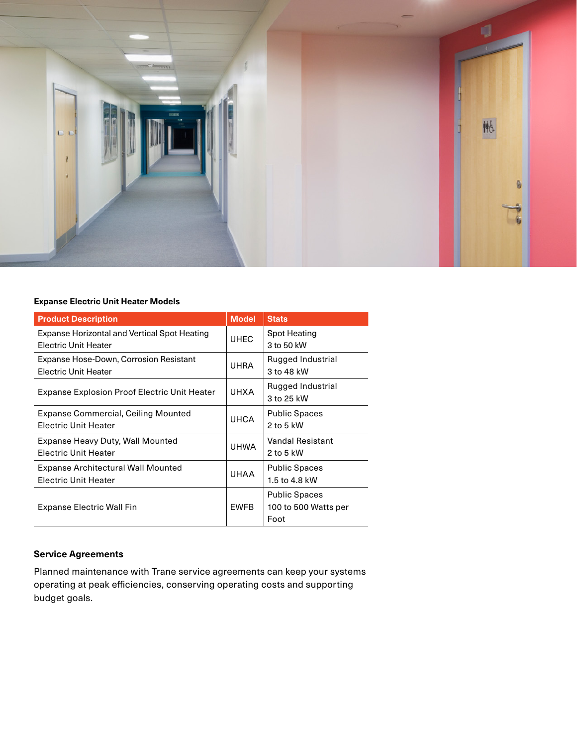### Expanse Electric Unit Heater Models

| Product Description | Model | Stats |
| --- | --- | --- |
| Expanse Horizontal and Vertical Spot Heating Electric Unit Heater | UHEC | Spot Heating 3 to 50 kW |
| Expanse Hose-Down, Corrosion Resistant Electric Unit Heater | UHRA | Rugged Industrial 3 to 48 kW |
| Expanse Explosion Proof Electric Unit Heater | UHXA | Rugged Industrial 3 to 25 kW |
| Expanse Commercial, Ceiling Mounted Electric Unit Heater | UHCA | Public Spaces 2 to 5 kW |
| Expanse Heavy Duty, Wall Mounted Electric Unit Heater | UHWA | Vandal Resistant 2 to 5 kW |
| Expanse Architectural Wall Mounted Electric Unit Heater | UHAA | Public Spaces 1.5 to 4.8 kW |
| Expanse Electric Wall Fin | EWFB | Public Spaces 100 to 500 Watts per Foot |

### Service Agreements

Planned maintenance with Trane service agreements can keep your systems operating at peak efficiencies, conserving operating costs and supporting budget goals.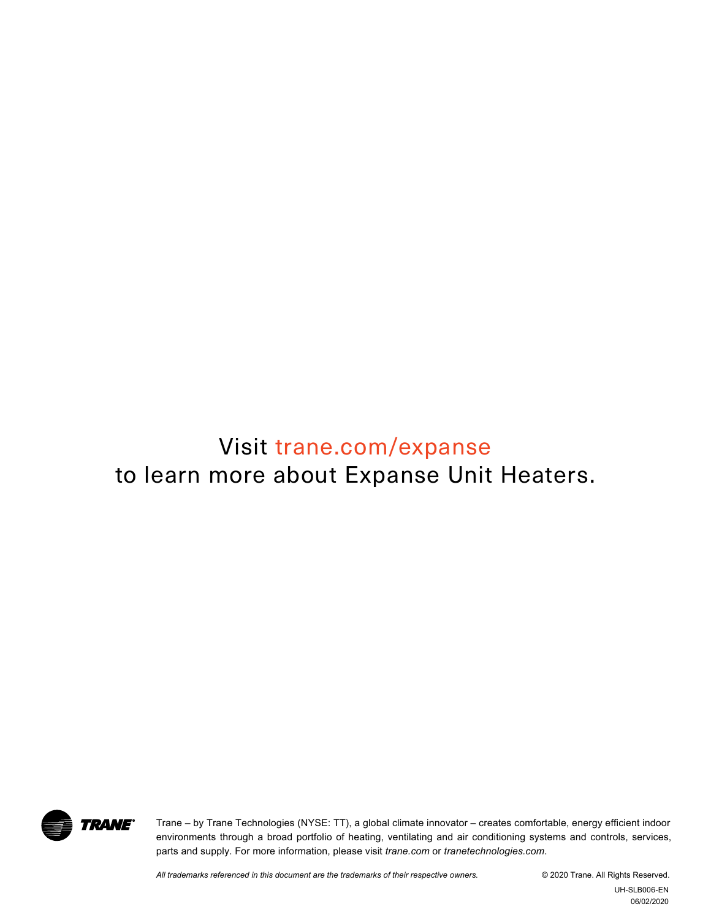Visit trane.com/expanse
to learn more about Expanse Unit Heaters.

Trane – by Trane Technologies (NYSE: TT), a global climate innovator – creates comfortable, energy efficient indoor environments through a broad portfolio of heating, ventilating and air conditioning systems and controls, services, parts and supply. For more information, please visit *trane.com* or *tranetechnologies.com*.

*All trademarks referenced in this document are the trademarks of their respective owners.*

© 2020 Trane. All Rights Reserved.

UH-SLB006-EN
06/02/2020